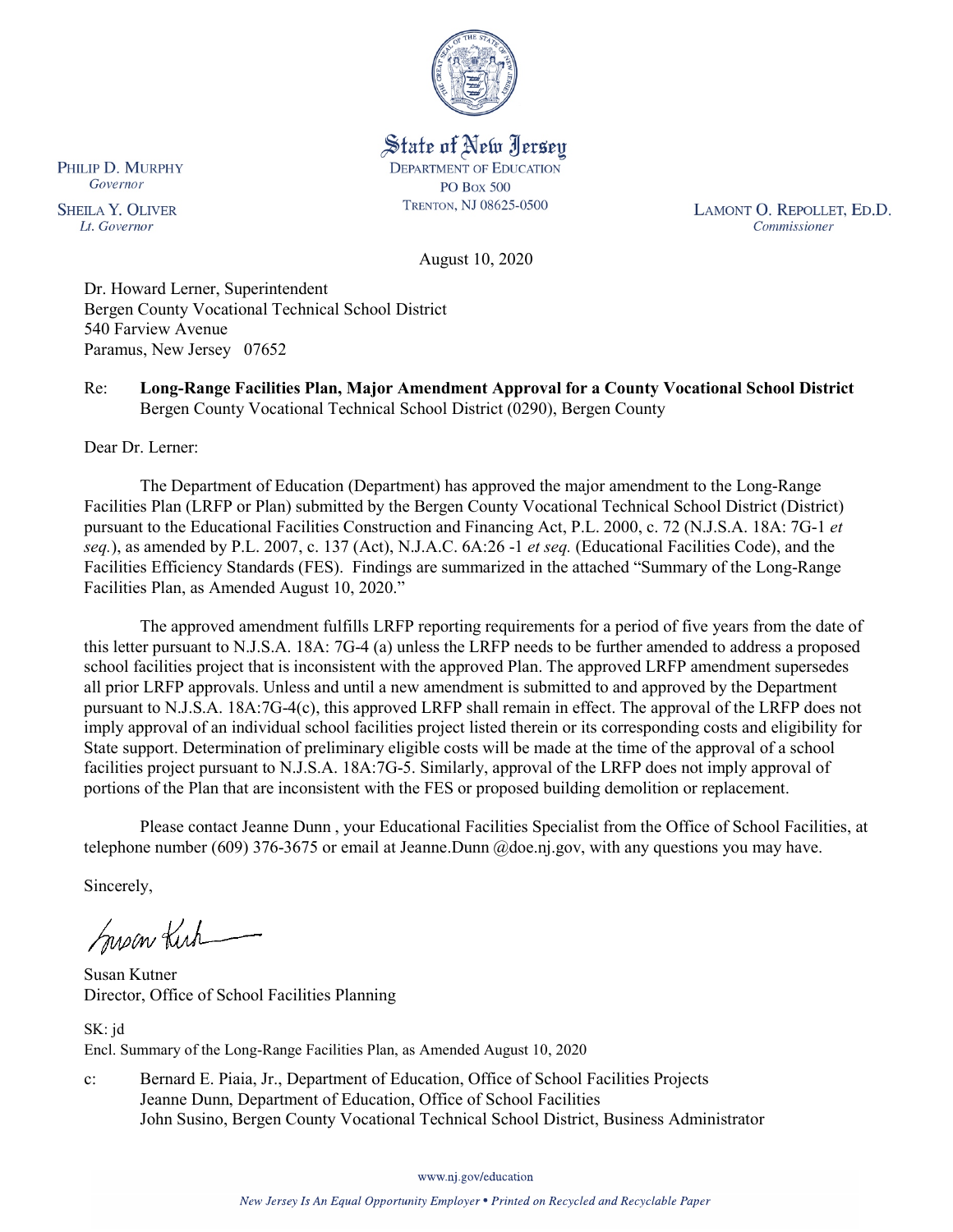State of New Jersey
DEPARTMENT OF EDUCATION
PO Box 500
TRENTON, NJ 08625-0500

PHILIP D. MURPHY
*Governor*

SHEILA Y. OLIVER
*Lt. Governor*

LAMONT O. REPOLLET, ED.D.
*Commissioner*

August 10, 2020

Dr. Howard Lerner, Superintendent
Bergen County Vocational Technical School District
540 Farview Avenue
Paramus, New Jersey 07652

Re: **Long-Range Facilities Plan, Major Amendment Approval for a County Vocational School District**
Bergen County Vocational Technical School District (0290), Bergen County

Dear Dr. Lerner:

The Department of Education (Department) has approved the major amendment to the Long-Range Facilities Plan (LRFP or Plan) submitted by the Bergen County Vocational Technical School District (District) pursuant to the Educational Facilities Construction and Financing Act, P.L. 2000, c. 72 (N.J.S.A. 18A: 7G-1 *et seq.*), as amended by P.L. 2007, c. 137 (Act), N.J.A.C. 6A:26 -1 *et seq.* (Educational Facilities Code), and the Facilities Efficiency Standards (FES). Findings are summarized in the attached "Summary of the Long-Range Facilities Plan, as Amended August 10, 2020."

The approved amendment fulfills LRFP reporting requirements for a period of five years from the date of this letter pursuant to N.J.S.A. 18A: 7G-4 (a) unless the LRFP needs to be further amended to address a proposed school facilities project that is inconsistent with the approved Plan. The approved LRFP amendment supersedes all prior LRFP approvals. Unless and until a new amendment is submitted to and approved by the Department pursuant to N.J.S.A. 18A:7G-4(c), this approved LRFP shall remain in effect. The approval of the LRFP does not imply approval of an individual school facilities project listed therein or its corresponding costs and eligibility for State support. Determination of preliminary eligible costs will be made at the time of the approval of a school facilities project pursuant to N.J.S.A. 18A:7G-5. Similarly, approval of the LRFP does not imply approval of portions of the Plan that are inconsistent with the FES or proposed building demolition or replacement.

Please contact Jeanne Dunn , your Educational Facilities Specialist from the Office of School Facilities, at telephone number (609) 376-3675 or email at Jeanne.Dunn @doe.nj.gov, with any questions you may have.

Sincerely,

Susan Kutner
Director, Office of School Facilities Planning

SK: jd
Encl. Summary of the Long-Range Facilities Plan, as Amended August 10, 2020

c: Bernard E. Piaia, Jr., Department of Education, Office of School Facilities Projects
Jeanne Dunn, Department of Education, Office of School Facilities
John Susino, Bergen County Vocational Technical School District, Business Administrator

www.nj.gov/education

*New Jersey Is An Equal Opportunity Employer • Printed on Recycled and Recyclable Paper*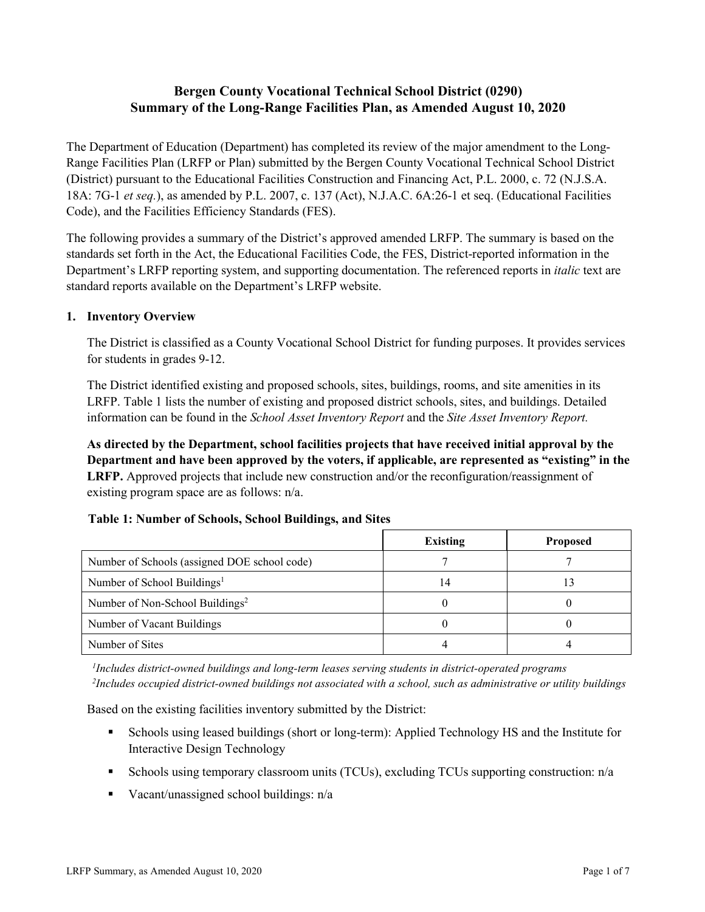# Bergen County Vocational Technical School District (0290)
# Summary of the Long-Range Facilities Plan, as Amended August 10, 2020

The Department of Education (Department) has completed its review of the major amendment to the Long-Range Facilities Plan (LRFP or Plan) submitted by the Bergen County Vocational Technical School District (District) pursuant to the Educational Facilities Construction and Financing Act, P.L. 2000, c. 72 (N.J.S.A. 18A: 7G-1 *et seq.*), as amended by P.L. 2007, c. 137 (Act), N.J.A.C. 6A:26-1 et seq. (Educational Facilities Code), and the Facilities Efficiency Standards (FES).

The following provides a summary of the District's approved amended LRFP. The summary is based on the standards set forth in the Act, the Educational Facilities Code, the FES, District-reported information in the Department's LRFP reporting system, and supporting documentation. The referenced reports in *italic* text are standard reports available on the Department's LRFP website.

## 1. Inventory Overview

The District is classified as a County Vocational School District for funding purposes. It provides services for students in grades 9-12.

The District identified existing and proposed schools, sites, buildings, rooms, and site amenities in its LRFP. Table 1 lists the number of existing and proposed district schools, sites, and buildings. Detailed information can be found in the *School Asset Inventory Report* and the *Site Asset Inventory Report.*

**As directed by the Department, school facilities projects that have received initial approval by the Department and have been approved by the voters, if applicable, are represented as "existing" in the LRFP.** Approved projects that include new construction and/or the reconfiguration/reassignment of existing program space are as follows: n/a.

**Table 1: Number of Schools, School Buildings, and Sites**

| | Existing | Proposed |
|---|---|---|
| Number of Schools (assigned DOE school code) | 7 | 7 |
| Number of School Buildings[1] | 14 | 13 |
| Number of Non-School Buildings[2] | 0 | 0 |
| Number of Vacant Buildings | 0 | 0 |
| Number of Sites | 4 | 4 |

*[1]Includes district-owned buildings and long-term leases serving students in district-operated programs*
*[2]Includes occupied district-owned buildings not associated with a school, such as administrative or utility buildings*

Based on the existing facilities inventory submitted by the District:

- Schools using leased buildings (short or long-term): Applied Technology HS and the Institute for Interactive Design Technology
- Schools using temporary classroom units (TCUs), excluding TCUs supporting construction: n/a
- Vacant/unassigned school buildings: n/a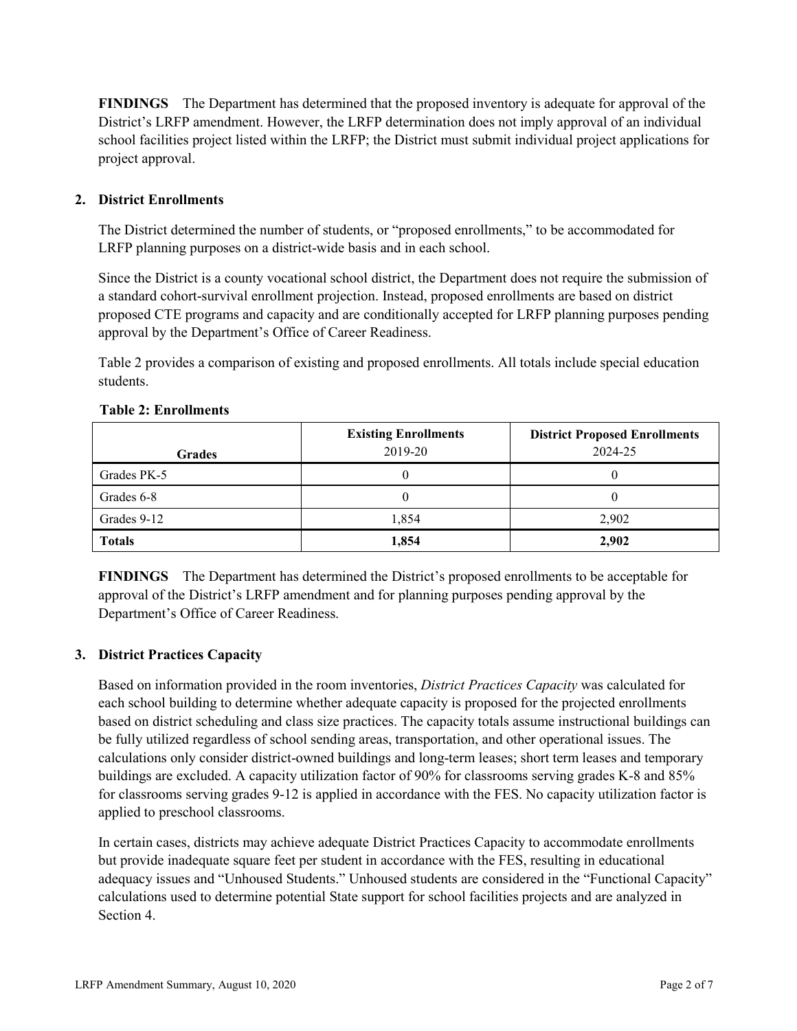**FINDINGS** The Department has determined that the proposed inventory is adequate for approval of the District's LRFP amendment. However, the LRFP determination does not imply approval of an individual school facilities project listed within the LRFP; the District must submit individual project applications for project approval.

## 2. District Enrollments

The District determined the number of students, or "proposed enrollments," to be accommodated for LRFP planning purposes on a district-wide basis and in each school.

Since the District is a county vocational school district, the Department does not require the submission of a standard cohort-survival enrollment projection. Instead, proposed enrollments are based on district proposed CTE programs and capacity and are conditionally accepted for LRFP planning purposes pending approval by the Department's Office of Career Readiness.

Table 2 provides a comparison of existing and proposed enrollments. All totals include special education students.

**Table 2: Enrollments**

| Grades | Existing Enrollments 2019-20 | District Proposed Enrollments 2024-25 |
|---|---|---|
| Grades PK-5 | 0 | 0 |
| Grades 6-8 | 0 | 0 |
| Grades 9-12 | 1,854 | 2,902 |
| **Totals** | **1,854** | **2,902** |

**FINDINGS** The Department has determined the District's proposed enrollments to be acceptable for approval of the District's LRFP amendment and for planning purposes pending approval by the Department's Office of Career Readiness.

## 3. District Practices Capacity

Based on information provided in the room inventories, *District Practices Capacity* was calculated for each school building to determine whether adequate capacity is proposed for the projected enrollments based on district scheduling and class size practices. The capacity totals assume instructional buildings can be fully utilized regardless of school sending areas, transportation, and other operational issues. The calculations only consider district-owned buildings and long-term leases; short term leases and temporary buildings are excluded. A capacity utilization factor of 90% for classrooms serving grades K-8 and 85% for classrooms serving grades 9-12 is applied in accordance with the FES. No capacity utilization factor is applied to preschool classrooms.

In certain cases, districts may achieve adequate District Practices Capacity to accommodate enrollments but provide inadequate square feet per student in accordance with the FES, resulting in educational adequacy issues and "Unhoused Students." Unhoused students are considered in the "Functional Capacity" calculations used to determine potential State support for school facilities projects and are analyzed in Section 4.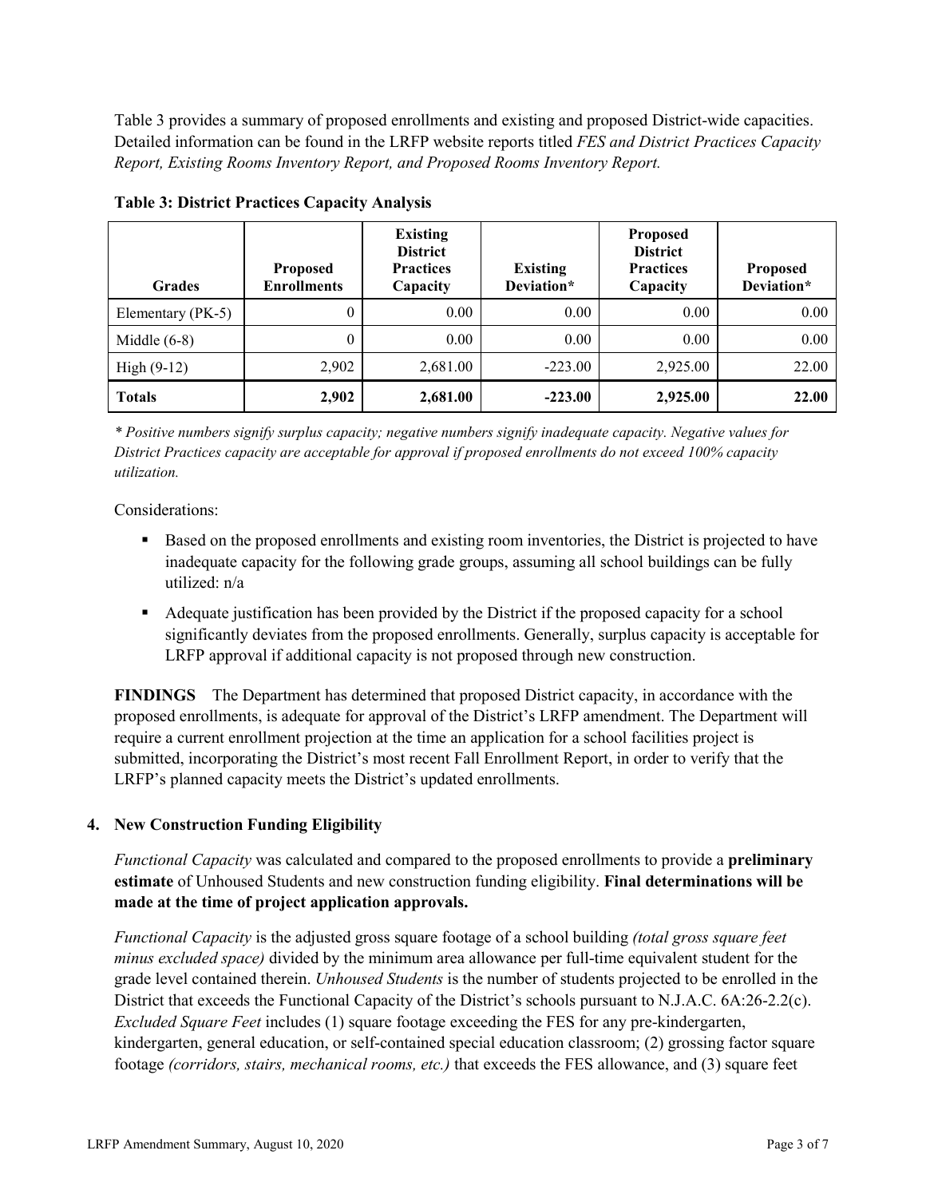Table 3 provides a summary of proposed enrollments and existing and proposed District-wide capacities. Detailed information can be found in the LRFP website reports titled *FES and District Practices Capacity Report, Existing Rooms Inventory Report, and Proposed Rooms Inventory Report.*

**Table 3: District Practices Capacity Analysis**

| Grades | Proposed Enrollments | Existing District Practices Capacity | Existing Deviation* | Proposed District Practices Capacity | Proposed Deviation* |
|---|---|---|---|---|---|
| Elementary (PK-5) | 0 | 0.00 | 0.00 | 0.00 | 0.00 |
| Middle (6-8) | 0 | 0.00 | 0.00 | 0.00 | 0.00 |
| High (9-12) | 2,902 | 2,681.00 | -223.00 | 2,925.00 | 22.00 |
| **Totals** | **2,902** | **2,681.00** | **-223.00** | **2,925.00** | **22.00** |

*\* Positive numbers signify surplus capacity; negative numbers signify inadequate capacity. Negative values for District Practices capacity are acceptable for approval if proposed enrollments do not exceed 100% capacity utilization.*

Considerations:

- Based on the proposed enrollments and existing room inventories, the District is projected to have inadequate capacity for the following grade groups, assuming all school buildings can be fully utilized: n/a
- Adequate justification has been provided by the District if the proposed capacity for a school significantly deviates from the proposed enrollments. Generally, surplus capacity is acceptable for LRFP approval if additional capacity is not proposed through new construction.

**FINDINGS** The Department has determined that proposed District capacity, in accordance with the proposed enrollments, is adequate for approval of the District's LRFP amendment. The Department will require a current enrollment projection at the time an application for a school facilities project is submitted, incorporating the District's most recent Fall Enrollment Report, in order to verify that the LRFP's planned capacity meets the District's updated enrollments.

## 4. New Construction Funding Eligibility

*Functional Capacity* was calculated and compared to the proposed enrollments to provide a **preliminary estimate** of Unhoused Students and new construction funding eligibility. **Final determinations will be made at the time of project application approvals.**

*Functional Capacity* is the adjusted gross square footage of a school building *(total gross square feet minus excluded space)* divided by the minimum area allowance per full-time equivalent student for the grade level contained therein. *Unhoused Students* is the number of students projected to be enrolled in the District that exceeds the Functional Capacity of the District's schools pursuant to N.J.A.C. 6A:26-2.2(c). *Excluded Square Feet* includes (1) square footage exceeding the FES for any pre-kindergarten, kindergarten, general education, or self-contained special education classroom; (2) grossing factor square footage *(corridors, stairs, mechanical rooms, etc.)* that exceeds the FES allowance, and (3) square feet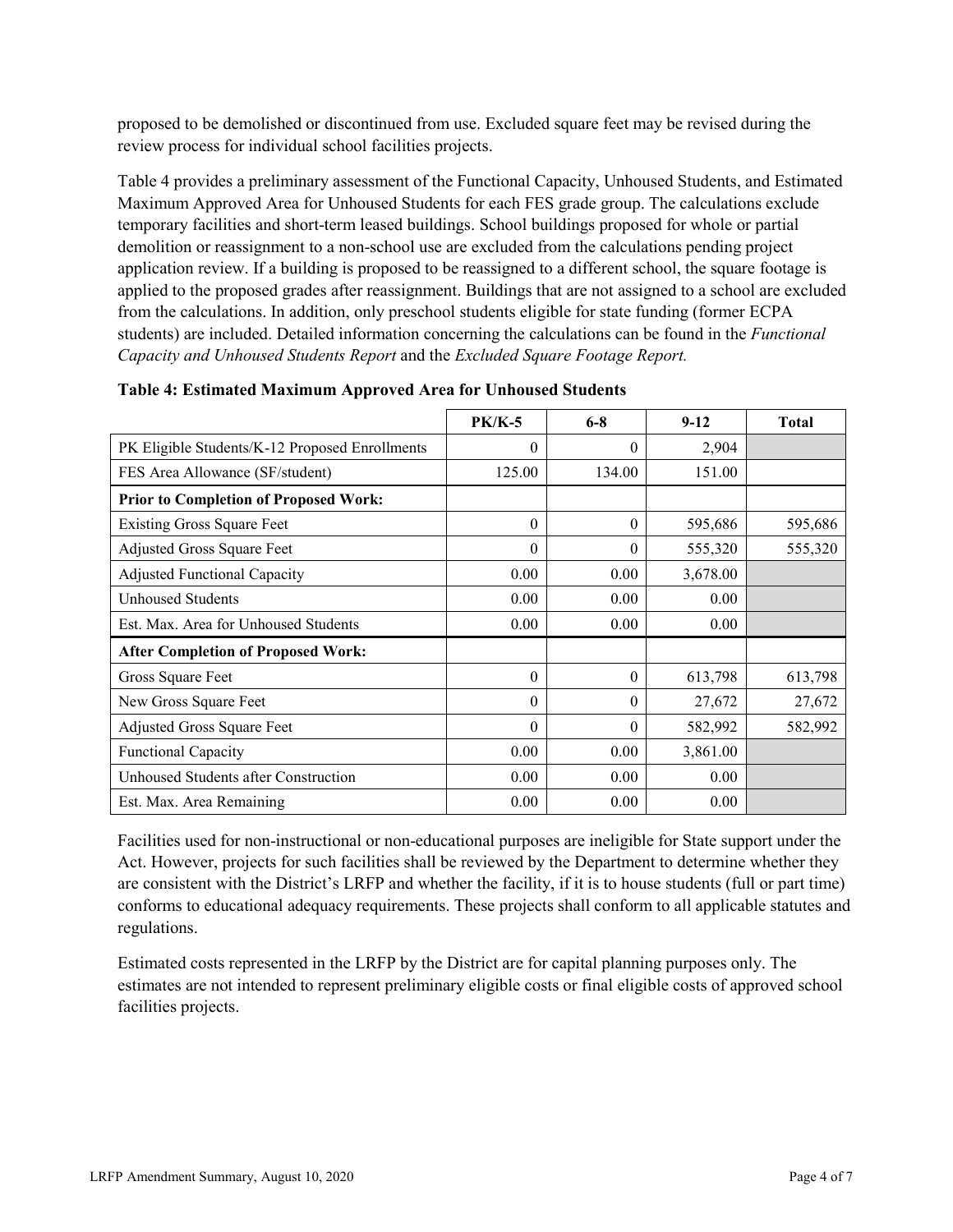proposed to be demolished or discontinued from use. Excluded square feet may be revised during the review process for individual school facilities projects.

Table 4 provides a preliminary assessment of the Functional Capacity, Unhoused Students, and Estimated Maximum Approved Area for Unhoused Students for each FES grade group. The calculations exclude temporary facilities and short-term leased buildings. School buildings proposed for whole or partial demolition or reassignment to a non-school use are excluded from the calculations pending project application review. If a building is proposed to be reassigned to a different school, the square footage is applied to the proposed grades after reassignment. Buildings that are not assigned to a school are excluded from the calculations. In addition, only preschool students eligible for state funding (former ECPA students) are included. Detailed information concerning the calculations can be found in the *Functional Capacity and Unhoused Students Report* and the *Excluded Square Footage Report.*

**Table 4: Estimated Maximum Approved Area for Unhoused Students**

| | PK/K-5 | 6-8 | 9-12 | Total |
|---|---|---|---|---|
| PK Eligible Students/K-12 Proposed Enrollments | 0 | 0 | 2,904 | |
| FES Area Allowance (SF/student) | 125.00 | 134.00 | 151.00 | |
| **Prior to Completion of Proposed Work:** | | | | |
| Existing Gross Square Feet | 0 | 0 | 595,686 | 595,686 |
| Adjusted Gross Square Feet | 0 | 0 | 555,320 | 555,320 |
| Adjusted Functional Capacity | 0.00 | 0.00 | 3,678.00 | |
| Unhoused Students | 0.00 | 0.00 | 0.00 | |
| Est. Max. Area for Unhoused Students | 0.00 | 0.00 | 0.00 | |
| **After Completion of Proposed Work:** | | | | |
| Gross Square Feet | 0 | 0 | 613,798 | 613,798 |
| New Gross Square Feet | 0 | 0 | 27,672 | 27,672 |
| Adjusted Gross Square Feet | 0 | 0 | 582,992 | 582,992 |
| Functional Capacity | 0.00 | 0.00 | 3,861.00 | |
| Unhoused Students after Construction | 0.00 | 0.00 | 0.00 | |
| Est. Max. Area Remaining | 0.00 | 0.00 | 0.00 | |

Facilities used for non-instructional or non-educational purposes are ineligible for State support under the Act. However, projects for such facilities shall be reviewed by the Department to determine whether they are consistent with the District's LRFP and whether the facility, if it is to house students (full or part time) conforms to educational adequacy requirements. These projects shall conform to all applicable statutes and regulations.

Estimated costs represented in the LRFP by the District are for capital planning purposes only. The estimates are not intended to represent preliminary eligible costs or final eligible costs of approved school facilities projects.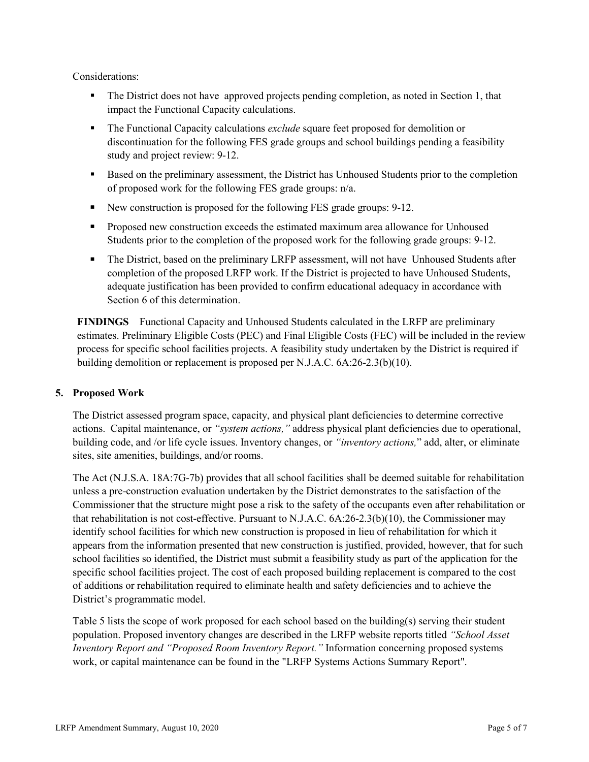Considerations:

- The District does not have approved projects pending completion, as noted in Section 1, that impact the Functional Capacity calculations.
- The Functional Capacity calculations *exclude* square feet proposed for demolition or discontinuation for the following FES grade groups and school buildings pending a feasibility study and project review: 9-12.
- Based on the preliminary assessment, the District has Unhoused Students prior to the completion of proposed work for the following FES grade groups: n/a.
- New construction is proposed for the following FES grade groups: 9-12.
- Proposed new construction exceeds the estimated maximum area allowance for Unhoused Students prior to the completion of the proposed work for the following grade groups: 9-12.
- The District, based on the preliminary LRFP assessment, will not have Unhoused Students after completion of the proposed LRFP work. If the District is projected to have Unhoused Students, adequate justification has been provided to confirm educational adequacy in accordance with Section 6 of this determination.

**FINDINGS** Functional Capacity and Unhoused Students calculated in the LRFP are preliminary estimates. Preliminary Eligible Costs (PEC) and Final Eligible Costs (FEC) will be included in the review process for specific school facilities projects. A feasibility study undertaken by the District is required if building demolition or replacement is proposed per N.J.A.C. 6A:26-2.3(b)(10).

## 5. Proposed Work

The District assessed program space, capacity, and physical plant deficiencies to determine corrective actions. Capital maintenance, or *"system actions,"* address physical plant deficiencies due to operational, building code, and /or life cycle issues. Inventory changes, or *"inventory actions,"* add, alter, or eliminate sites, site amenities, buildings, and/or rooms.

The Act (N.J.S.A. 18A:7G-7b) provides that all school facilities shall be deemed suitable for rehabilitation unless a pre-construction evaluation undertaken by the District demonstrates to the satisfaction of the Commissioner that the structure might pose a risk to the safety of the occupants even after rehabilitation or that rehabilitation is not cost-effective. Pursuant to N.J.A.C. 6A:26-2.3(b)(10), the Commissioner may identify school facilities for which new construction is proposed in lieu of rehabilitation for which it appears from the information presented that new construction is justified, provided, however, that for such school facilities so identified, the District must submit a feasibility study as part of the application for the specific school facilities project. The cost of each proposed building replacement is compared to the cost of additions or rehabilitation required to eliminate health and safety deficiencies and to achieve the District's programmatic model.

Table 5 lists the scope of work proposed for each school based on the building(s) serving their student population. Proposed inventory changes are described in the LRFP website reports titled *"School Asset Inventory Report and "Proposed Room Inventory Report."* Information concerning proposed systems work, or capital maintenance can be found in the "LRFP Systems Actions Summary Report".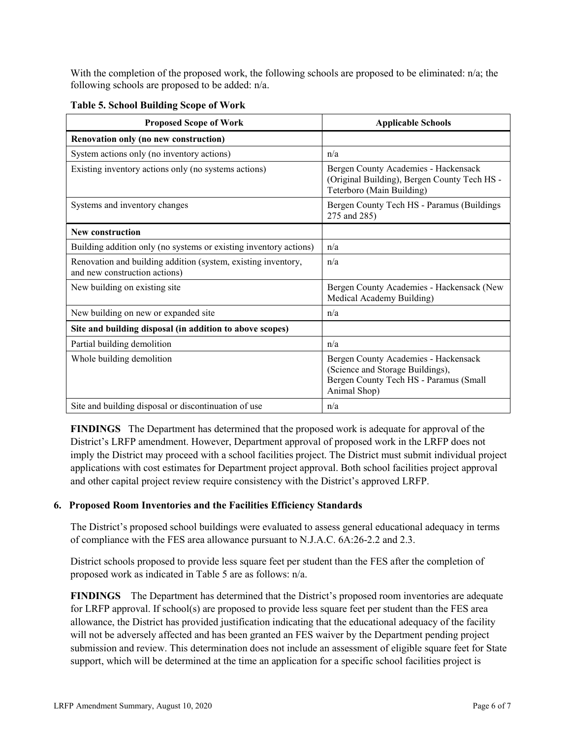With the completion of the proposed work, the following schools are proposed to be eliminated: n/a; the following schools are proposed to be added: n/a.

**Table 5. School Building Scope of Work**

| Proposed Scope of Work | Applicable Schools |
|---|---|
| **Renovation only (no new construction)** | |
| System actions only (no inventory actions) | n/a |
| Existing inventory actions only (no systems actions) | Bergen County Academies - Hackensack (Original Building), Bergen County Tech HS - Teterboro (Main Building) |
| Systems and inventory changes | Bergen County Tech HS - Paramus (Buildings 275 and 285) |
| **New construction** | |
| Building addition only (no systems or existing inventory actions) | n/a |
| Renovation and building addition (system, existing inventory, and new construction actions) | n/a |
| New building on existing site | Bergen County Academies - Hackensack (New Medical Academy Building) |
| New building on new or expanded site | n/a |
| **Site and building disposal (in addition to above scopes)** | |
| Partial building demolition | n/a |
| Whole building demolition | Bergen County Academies - Hackensack (Science and Storage Buildings), Bergen County Tech HS - Paramus (Small Animal Shop) |
| Site and building disposal or discontinuation of use | n/a |

**FINDINGS** The Department has determined that the proposed work is adequate for approval of the District's LRFP amendment. However, Department approval of proposed work in the LRFP does not imply the District may proceed with a school facilities project. The District must submit individual project applications with cost estimates for Department project approval. Both school facilities project approval and other capital project review require consistency with the District's approved LRFP.

### 6. Proposed Room Inventories and the Facilities Efficiency Standards

The District's proposed school buildings were evaluated to assess general educational adequacy in terms of compliance with the FES area allowance pursuant to N.J.A.C. 6A:26-2.2 and 2.3.

District schools proposed to provide less square feet per student than the FES after the completion of proposed work as indicated in Table 5 are as follows: n/a.

**FINDINGS** The Department has determined that the District's proposed room inventories are adequate for LRFP approval. If school(s) are proposed to provide less square feet per student than the FES area allowance, the District has provided justification indicating that the educational adequacy of the facility will not be adversely affected and has been granted an FES waiver by the Department pending project submission and review. This determination does not include an assessment of eligible square feet for State support, which will be determined at the time an application for a specific school facilities project is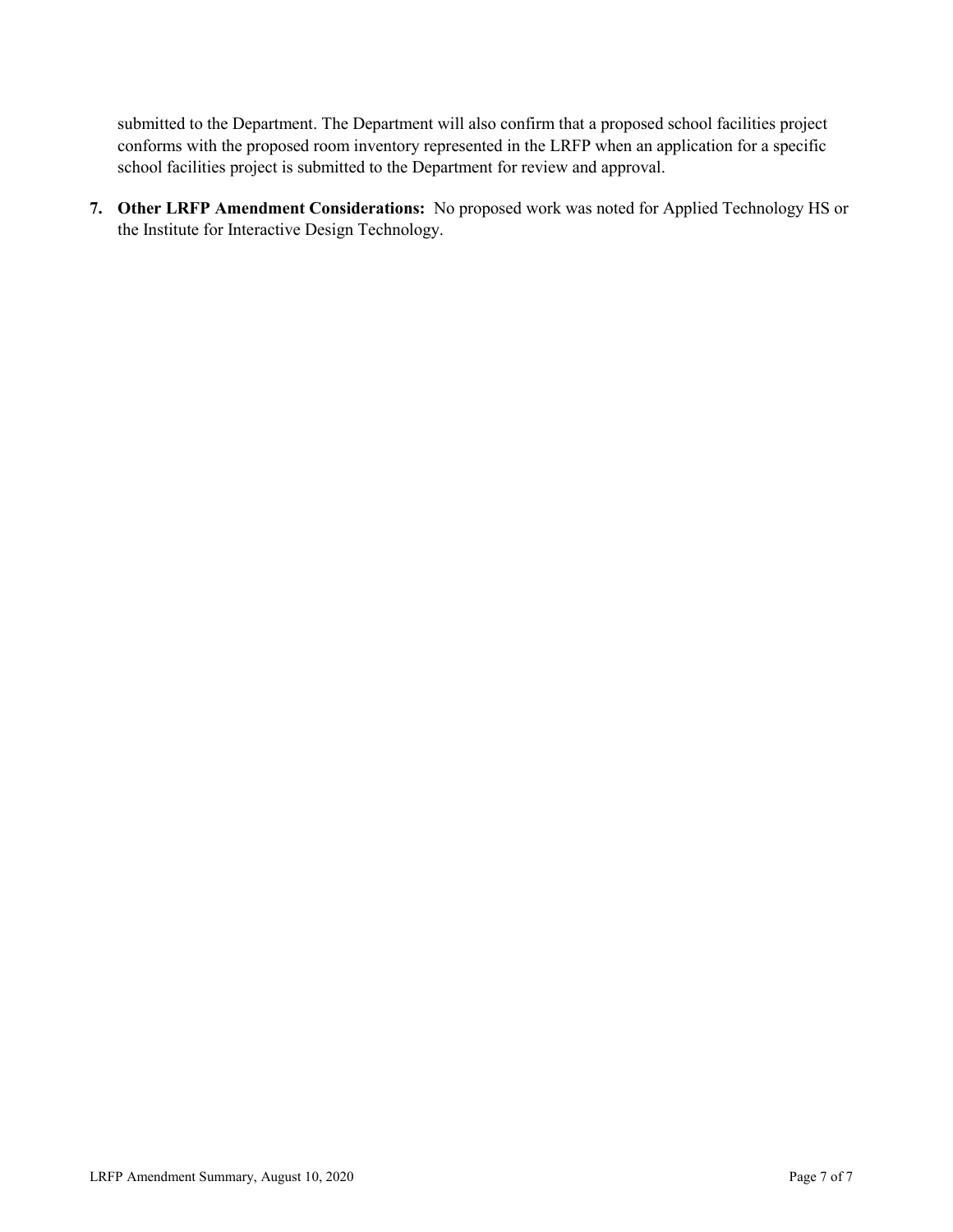submitted to the Department. The Department will also confirm that a proposed school facilities project conforms with the proposed room inventory represented in the LRFP when an application for a specific school facilities project is submitted to the Department for review and approval.

7. **Other LRFP Amendment Considerations:** No proposed work was noted for Applied Technology HS or the Institute for Interactive Design Technology.